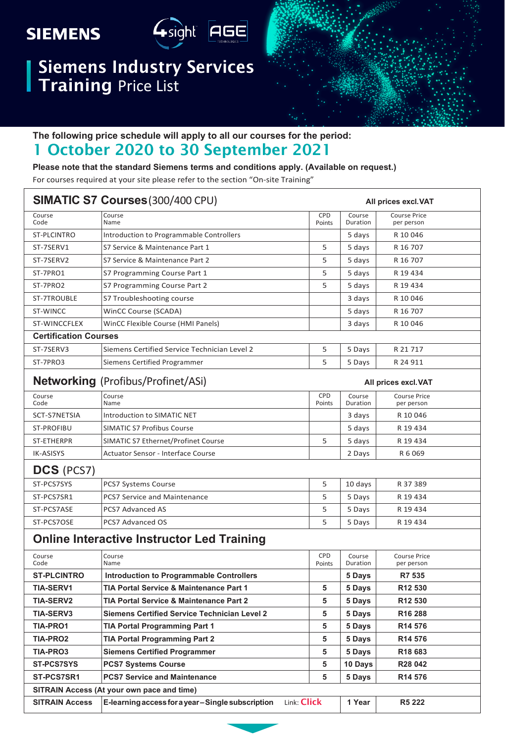SIEMENS

# Siemens Industry Services Training Price List

**The following price schedule will apply to all our courses for the period:**

## 1 October 2020 to 30 September 2021

**Please note that the standard Siemens terms and conditions apply. (Available on request.)**

For courses required at your site please refer to the section "On-site Training"

## SIMATIC S7 Courses (300/400 CPU)

**All prices excl.VAT**

| Course Code | Course Name | CPD Points | Course Duration | Course Price per person |
|---|---|---|---|---|
| ST-PLCINTRO | Introduction to Programmable Controllers | | 5 days | R 10 046 |
| ST-7SERV1 | S7 Service & Maintenance Part 1 | 5 | 5 days | R 16 707 |
| ST-7SERV2 | S7 Service & Maintenance Part 2 | 5 | 5 days | R 16 707 |
| ST-7PRO1 | S7 Programming Course Part 1 | 5 | 5 days | R 19 434 |
| ST-7PRO2 | S7 Programming Course Part 2 | 5 | 5 days | R 19 434 |
| ST-7TROUBLE | S7 Troubleshooting course | | 3 days | R 10 046 |
| ST-WINCC | WinCC Course (SCADA) | | 5 days | R 16 707 |
| ST-WINCCFLEX | WinCC Flexible Course (HMI Panels) | | 3 days | R 10 046 |
| **Certification Courses** | | | | |
| ST-7SERV3 | Siemens Certified Service Technician Level 2 | 5 | 5 Days | R 21 717 |
| ST-7PRO3 | Siemens Certified Programmer | 5 | 5 Days | R 24 911 |

## Networking (Profibus/Profinet/ASi)

**All prices excl.VAT**

| Course Code | Course Name | CPD Points | Course Duration | Course Price per person |
|---|---|---|---|---|
| SCT-S7NETSIA | Introduction to SIMATIC NET | | 3 days | R 10 046 |
| ST-PROFIBU | SIMATIC S7 Profibus Course | | 5 days | R 19 434 |
| ST-ETHERPR | SIMATIC S7 Ethernet/Profinet Course | 5 | 5 days | R 19 434 |
| IK-ASISYS | Actuator Sensor - Interface Course | | 2 Days | R 6 069 |

## DCS (PCS7)

| Course Code | Course Name | CPD Points | Course Duration | Course Price per person |
|---|---|---|---|---|
| ST-PCS7SYS | PCS7 Systems Course | 5 | 10 days | R 37 389 |
| ST-PCS7SR1 | PCS7 Service and Maintenance | 5 | 5 Days | R 19 434 |
| ST-PCS7ASE | PCS7 Advanced AS | 5 | 5 Days | R 19 434 |
| ST-PCS7OSE | PCS7 Advanced OS | 5 | 5 Days | R 19 434 |

## Online Interactive Instructor Led Training

| Course Code | Course Name | CPD Points | Course Duration | Course Price per person |
|---|---|---|---|---|
| **ST-PLCINTRO** | **Introduction to Programmable Controllers** | | **5 Days** | **R7 535** |
| **TIA-SERV1** | **TIA Portal Service & Maintenance Part 1** | **5** | **5 Days** | **R12 530** |
| **TIA-SERV2** | **TIA Portal Service & Maintenance Part 2** | **5** | **5 Days** | **R12 530** |
| **TIA-SERV3** | **Siemens Certified Service Technician Level 2** | **5** | **5 Days** | **R16 288** |
| **TIA-PRO1** | **TIA Portal Programming Part 1** | **5** | **5 Days** | **R14 576** |
| **TIA-PRO2** | **TIA Portal Programming Part 2** | **5** | **5 Days** | **R14 576** |
| **TIA-PRO3** | **Siemens Certified Programmer** | **5** | **5 Days** | **R18 683** |
| **ST-PCS7SYS** | **PCS7 Systems Course** | **5** | **10 Days** | **R28 042** |
| **ST-PCS7SR1** | **PCS7 Service and Maintenance** | **5** | **5 Days** | **R14 576** |
| **SITRAIN Access (At your own pace and time)** | | | | |
| **SITRAIN Access** | **E-learning access for a year – Single subscription** | Link: Click | **1 Year** | **R5 222** |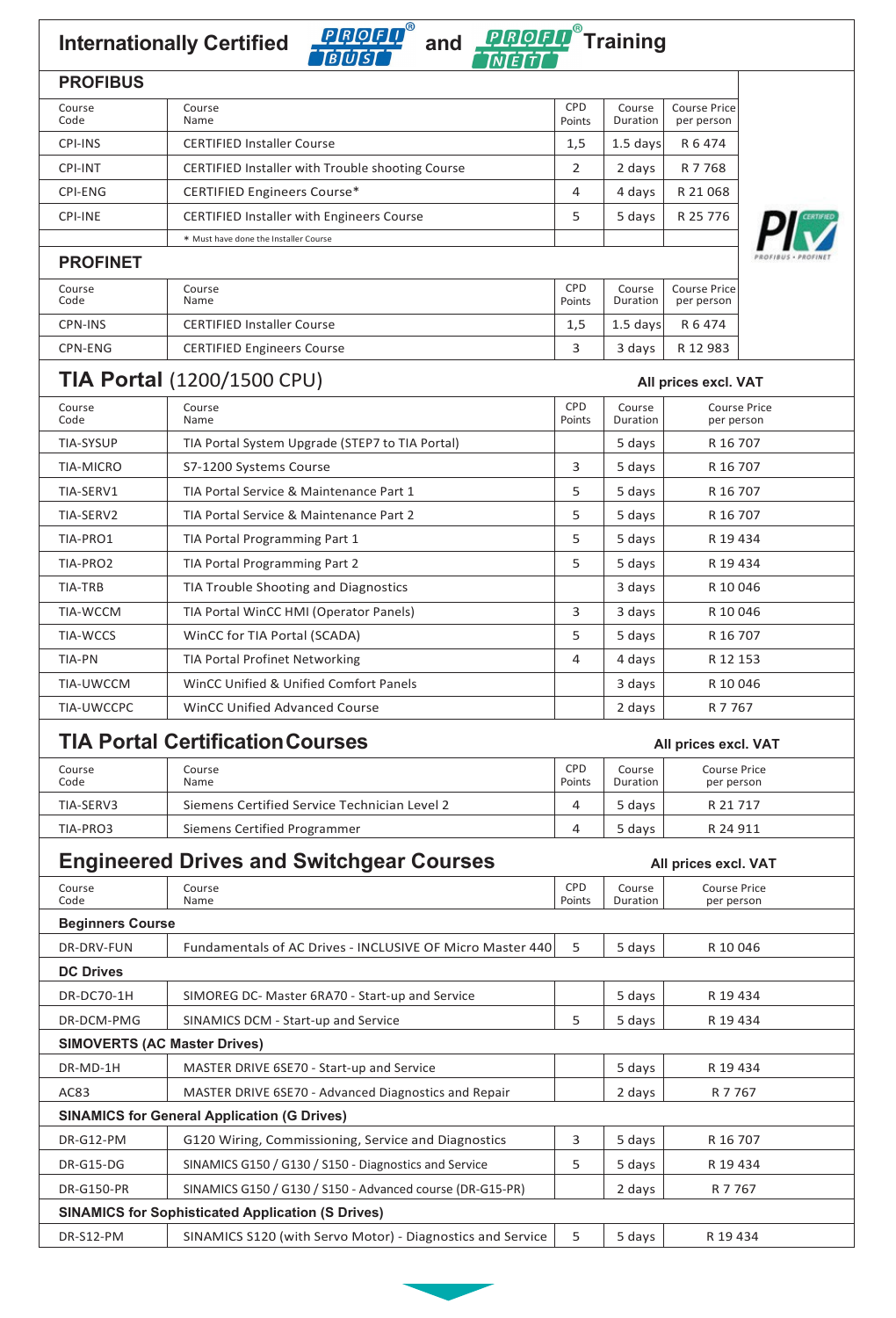# Internationally Certified PROFIBUS and PROFINET Training

## PROFIBUS

| Course Code | Course Name | CPD Points | Course Duration | Course Price per person |
|---|---|---|---|---|
| CPI-INS | CERTIFIED Installer Course | 1,5 | 1.5 days | R 6 474 |
| CPI-INT | CERTIFIED Installer with Trouble shooting Course | 2 | 2 days | R 7 768 |
| CPI-ENG | CERTIFIED Engineers Course* | 4 | 4 days | R 21 068 |
| CPI-INE | CERTIFIED Installer with Engineers Course | 5 | 5 days | R 25 776 |
| | * Must have done the Installer Course | | | |

## PROFINET

| Course Code | Course Name | CPD Points | Course Duration | Course Price per person |
|---|---|---|---|---|
| CPN-INS | CERTIFIED Installer Course | 1,5 | 1.5 days | R 6 474 |
| CPN-ENG | CERTIFIED Engineers Course | 3 | 3 days | R 12 983 |

## TIA Portal (1200/1500 CPU)

**All prices excl. VAT**

| Course Code | Course Name | CPD Points | Course Duration | Course Price per person |
|---|---|---|---|---|
| TIA-SYSUP | TIA Portal System Upgrade (STEP7 to TIA Portal) | | 5 days | R 16 707 |
| TIA-MICRO | S7-1200 Systems Course | 3 | 5 days | R 16 707 |
| TIA-SERV1 | TIA Portal Service & Maintenance Part 1 | 5 | 5 days | R 16 707 |
| TIA-SERV2 | TIA Portal Service & Maintenance Part 2 | 5 | 5 days | R 16 707 |
| TIA-PRO1 | TIA Portal Programming Part 1 | 5 | 5 days | R 19 434 |
| TIA-PRO2 | TIA Portal Programming Part 2 | 5 | 5 days | R 19 434 |
| TIA-TRB | TIA Trouble Shooting and Diagnostics | | 3 days | R 10 046 |
| TIA-WCCM | TIA Portal WinCC HMI (Operator Panels) | 3 | 3 days | R 10 046 |
| TIA-WCCS | WinCC for TIA Portal (SCADA) | 5 | 5 days | R 16 707 |
| TIA-PN | TIA Portal Profinet Networking | 4 | 4 days | R 12 153 |
| TIA-UWCCM | WinCC Unified & Unified Comfort Panels | | 3 days | R 10 046 |
| TIA-UWCCPC | WinCC Unified Advanced Course | | 2 days | R 7 767 |

## TIA Portal Certification Courses

**All prices excl. VAT**

| Course Code | Course Name | CPD Points | Course Duration | Course Price per person |
|---|---|---|---|---|
| TIA-SERV3 | Siemens Certified Service Technician Level 2 | 4 | 5 days | R 21 717 |
| TIA-PRO3 | Siemens Certified Programmer | 4 | 5 days | R 24 911 |

## Engineered Drives and Switchgear Courses

**All prices excl. VAT**

| Course Code | Course Name | CPD Points | Course Duration | Course Price per person |
|---|---|---|---|---|
| **Beginners Course** | | | | |
| DR-DRV-FUN | Fundamentals of AC Drives - INCLUSIVE OF Micro Master 440 | 5 | 5 days | R 10 046 |
| **DC Drives** | | | | |
| DR-DC70-1H | SIMOREG DC- Master 6RA70 - Start-up and Service | | 5 days | R 19 434 |
| DR-DCM-PMG | SINAMICS DCM - Start-up and Service | 5 | 5 days | R 19 434 |
| **SIMOVERTS (AC Master Drives)** | | | | |
| DR-MD-1H | MASTER DRIVE 6SE70 - Start-up and Service | | 5 days | R 19 434 |
| AC83 | MASTER DRIVE 6SE70 - Advanced Diagnostics and Repair | | 2 days | R 7 767 |
| **SINAMICS for General Application (G Drives)** | | | | |
| DR-G12-PM | G120 Wiring, Commissioning, Service and Diagnostics | 3 | 5 days | R 16 707 |
| DR-G15-DG | SINAMICS G150 / G130 / S150 - Diagnostics and Service | 5 | 5 days | R 19 434 |
| DR-G150-PR | SINAMICS G150 / G130 / S150 - Advanced course (DR-G15-PR) | | 2 days | R 7 767 |
| **SINAMICS for Sophisticated Application (S Drives)** | | | | |
| DR-S12-PM | SINAMICS S120 (with Servo Motor) - Diagnostics and Service | 5 | 5 days | R 19 434 |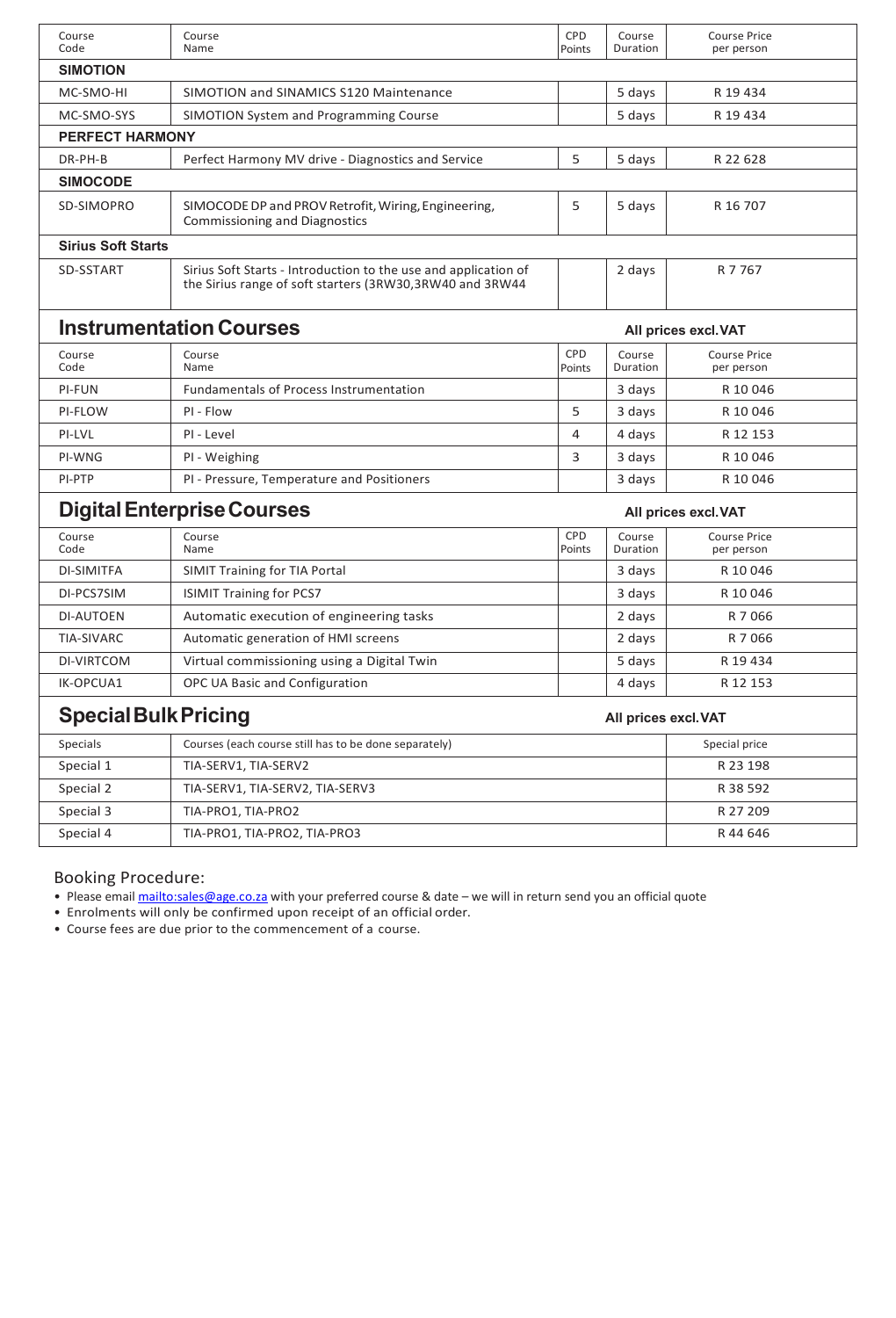| Course Code | Course Name | CPD Points | Course Duration | Course Price per person |
|---|---|---|---|---|
| **SIMOTION** | | | | |
| MC-SMO-HI | SIMOTION and SINAMICS S120 Maintenance | | 5 days | R 19 434 |
| MC-SMO-SYS | SIMOTION System and Programming Course | | 5 days | R 19 434 |
| **PERFECT HARMONY** | | | | |
| DR-PH-B | Perfect Harmony MV drive - Diagnostics and Service | 5 | 5 days | R 22 628 |
| **SIMOCODE** | | | | |
| SD-SIMOPRO | SIMOCODE DP and PROV Retrofit, Wiring, Engineering, Commissioning and Diagnostics | 5 | 5 days | R 16 707 |
| **Sirius Soft Starts** | | | | |
| SD-SSTART | Sirius Soft Starts - Introduction to the use and application of the Sirius range of soft starters (3RW30,3RW40 and 3RW44 | | 2 days | R 7 767 |

## Instrumentation Courses

All prices excl. VAT

| Course Code | Course Name | CPD Points | Course Duration | Course Price per person |
|---|---|---|---|---|
| PI-FUN | Fundamentals of Process Instrumentation | | 3 days | R 10 046 |
| PI-FLOW | PI - Flow | 5 | 3 days | R 10 046 |
| PI-LVL | PI - Level | 4 | 4 days | R 12 153 |
| PI-WNG | PI - Weighing | 3 | 3 days | R 10 046 |
| PI-PTP | PI - Pressure, Temperature and Positioners | | 3 days | R 10 046 |

## Digital Enterprise Courses

All prices excl. VAT

| Course Code | Course Name | CPD Points | Course Duration | Course Price per person |
|---|---|---|---|---|
| DI-SIMITFA | SIMIT Training for TIA Portal | | 3 days | R 10 046 |
| DI-PCS7SIM | ISIMIT Training for PCS7 | | 3 days | R 10 046 |
| DI-AUTOEN | Automatic execution of engineering tasks | | 2 days | R 7 066 |
| TIA-SIVARC | Automatic generation of HMI screens | | 2 days | R 7 066 |
| DI-VIRTCOM | Virtual commissioning using a Digital Twin | | 5 days | R 19 434 |
| IK-OPCUA1 | OPC UA Basic and Configuration | | 4 days | R 12 153 |

## Special Bulk Pricing

All prices excl. VAT

| Specials | Courses (each course still has to be done separately) | Special price |
|---|---|---|
| Special 1 | TIA-SERV1, TIA-SERV2 | R 23 198 |
| Special 2 | TIA-SERV1, TIA-SERV2, TIA-SERV3 | R 38 592 |
| Special 3 | TIA-PRO1, TIA-PRO2 | R 27 209 |
| Special 4 | TIA-PRO1, TIA-PRO2, TIA-PRO3 | R 44 646 |

### Booking Procedure:

- Please email mailto:sales@age.co.za with your preferred course & date – we will in return send you an official quote
- Enrolments will only be confirmed upon receipt of an official order.
- Course fees are due prior to the commencement of a course.